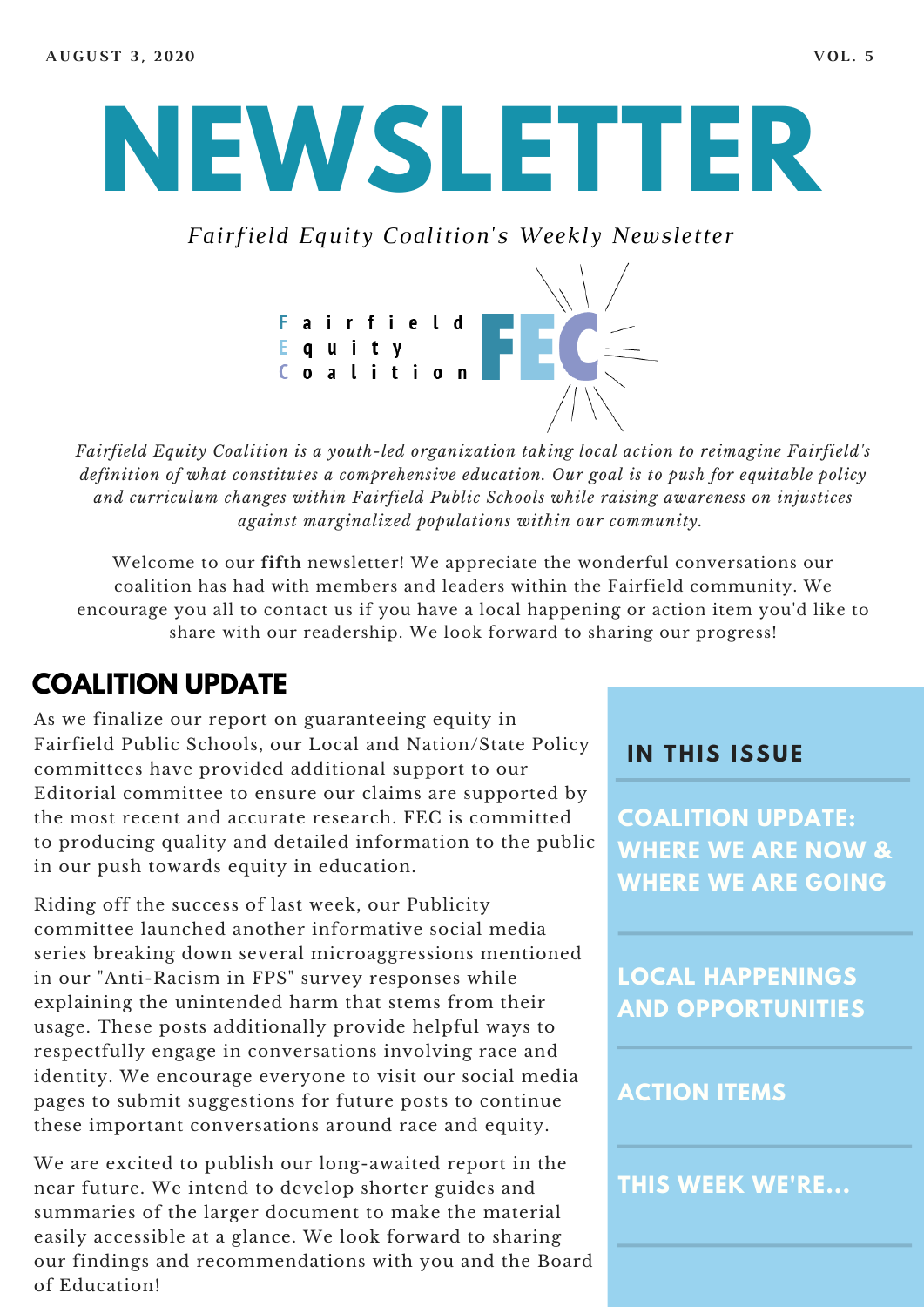AUGUST 3, 2020 VOL. 5

# NEWSLETTER

*Fairfield Equity Coalition's Weekly Newsletter*

Fairfield Equity Coalition FEC

*Fairfield Equity Coalition is a youth-led organization taking local action to reimagine Fairfield's definition of what constitutes a comprehensive education. Our goal is to push for equitable policy and curriculum changes within Fairfield Public Schools while raising awareness on injustices against marginalized populations within our community.*

Welcome to our **fifth** newsletter! We appreciate the wonderful conversations our coalition has had with members and leaders within the Fairfield community. We encourage you all to contact us if you have a local happening or action item you'd like to share with our readership. We look forward to sharing our progress!

## COALITION UPDATE

As we finalize our report on guaranteeing equity in Fairfield Public Schools, our Local and Nation/State Policy committees have provided additional support to our Editorial committee to ensure our claims are supported by the most recent and accurate research. FEC is committed to producing quality and detailed information to the public in our push towards equity in education.

Riding off the success of last week, our Publicity committee launched another informative social media series breaking down several microaggressions mentioned in our "Anti-Racism in FPS" survey responses while explaining the unintended harm that stems from their usage. These posts additionally provide helpful ways to respectfully engage in conversations involving race and identity. We encourage everyone to visit our social media pages to submit suggestions for future posts to continue these important conversations around race and equity.

We are excited to publish our long-awaited report in the near future. We intend to develop shorter guides and summaries of the larger document to make the material easily accessible at a glance. We look forward to sharing our findings and recommendations with you and the Board of Education!

### IN THIS ISSUE

- COALITION UPDATE: WHERE WE ARE NOW & WHERE WE ARE GOING
- LOCAL HAPPENINGS AND OPPORTUNITIES
- ACTION ITEMS
- THIS WEEK WE'RE...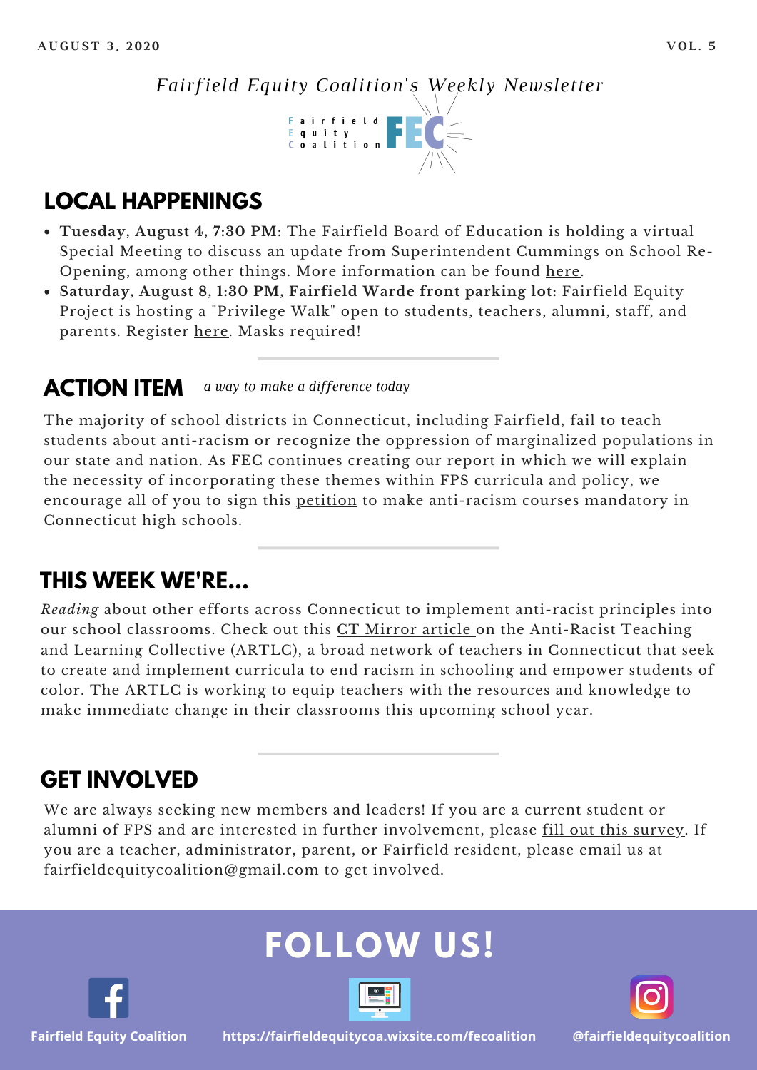AUGUST 3, 2020

VOL. 5

*Fairfield Equity Coalition's Weekly Newsletter*

Fairfield Equity Coalition FEC

## LOCAL HAPPENINGS

- **Tuesday, August 4, 7:30 PM**: The Fairfield Board of Education is holding a virtual Special Meeting to discuss an update from Superintendent Cummings on School Re-Opening, among other things. More information can be found here.
- **Saturday, August 8, 1:30 PM, Fairfield Warde front parking lot:** Fairfield Equity Project is hosting a "Privilege Walk" open to students, teachers, alumni, staff, and parents. Register here. Masks required!

## ACTION ITEM *a way to make a difference today*

The majority of school districts in Connecticut, including Fairfield, fail to teach students about anti-racism or recognize the oppression of marginalized populations in our state and nation. As FEC continues creating our report in which we will explain the necessity of incorporating these themes within FPS curricula and policy, we encourage all of you to sign this petition to make anti-racism courses mandatory in Connecticut high schools.

## THIS WEEK WE'RE...

*Reading* about other efforts across Connecticut to implement anti-racist principles into our school classrooms. Check out this CT Mirror article on the Anti-Racist Teaching and Learning Collective (ARTLC), a broad network of teachers in Connecticut that seek to create and implement curricula to end racism in schooling and empower students of color. The ARTLC is working to equip teachers with the resources and knowledge to make immediate change in their classrooms this upcoming school year.

## GET INVOLVED

We are always seeking new members and leaders! If you are a current student or alumni of FPS and are interested in further involvement, please fill out this survey. If you are a teacher, administrator, parent, or Fairfield resident, please email us at fairfieldequitycoalition@gmail.com to get involved.

## FOLLOW US!

Fairfield Equity Coalition

https://fairfieldequitycoa.wixsite.com/fecoalition

@fairfieldequitycoalition